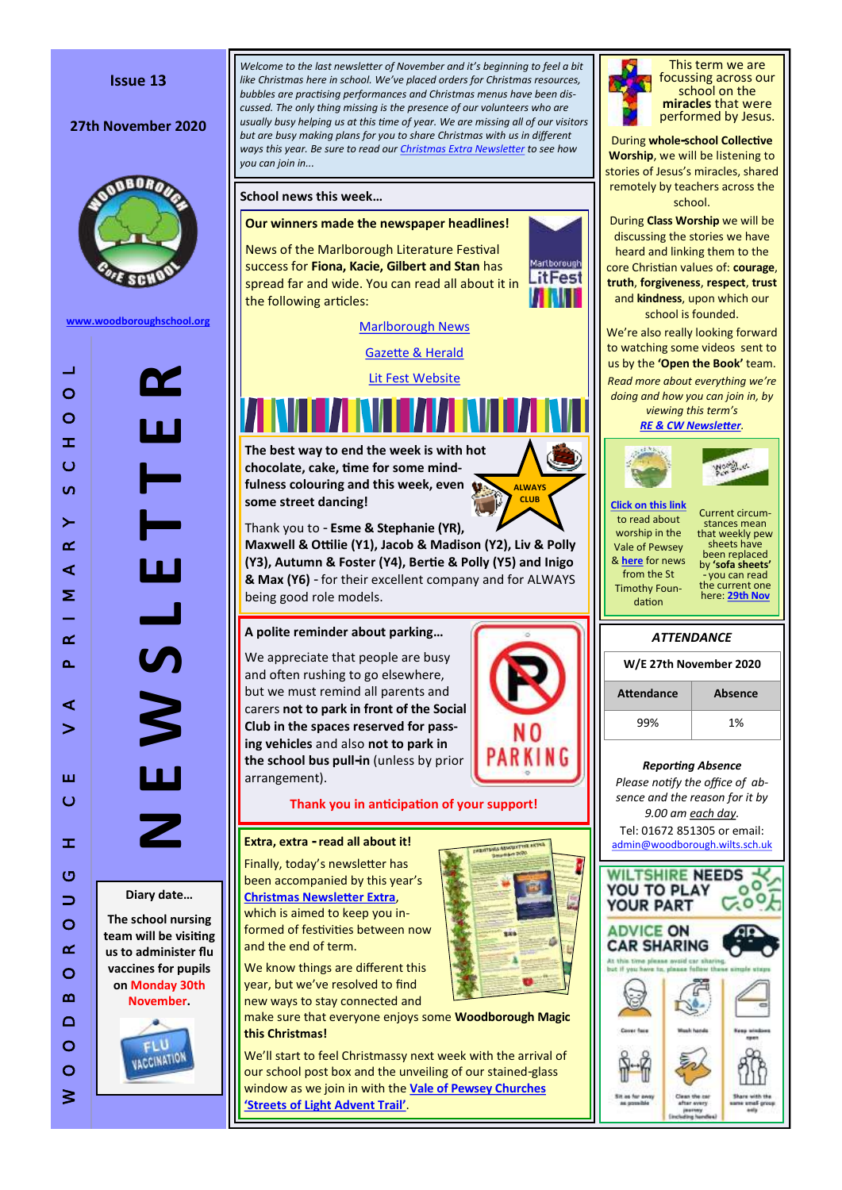Issue 13

27th November 2020

www.woodboroughschool.org

# NEWSLETTER

WOODBOROUGH CE VA PRIMARY SCHOOL

**Diary date…**

**The school nursing team will be visiting us to administer flu vaccines for pupils on Monday 30th November.**

*Welcome to the last newsletter of November and it's beginning to feel a bit like Christmas here in school. We've placed orders for Christmas resources, bubbles are practising performances and Christmas menus have been discussed. The only thing missing is the presence of our volunteers who are usually busy helping us at this time of year. We are missing all of our visitors but are busy making plans for you to share Christmas with us in different ways this year. Be sure to read our Christmas Extra Newsletter to see how you can join in...*

## School news this week…

### Our winners made the newspaper headlines!

News of the Marlborough Literature Festival success for **Fiona, Kacie, Gilbert and Stan** has spread far and wide. You can read all about it in the following articles:

Marlborough News

Gazette & Herald

Lit Fest Website

**The best way to end the week is with hot chocolate, cake, time for some mindfulness colouring and this week, even some street dancing!**

ALWAYS CLUB

Thank you to - **Esme & Stephanie (YR), Maxwell & Ottilie (Y1), Jacob & Madison (Y2), Liv & Polly (Y3), Autumn & Foster (Y4), Bertie & Polly (Y5) and Inigo & Max (Y6)** - for their excellent company and for ALWAYS being good role models.

### A polite reminder about parking…

We appreciate that people are busy and often rushing to go elsewhere, but we must remind all parents and carers **not to park in front of the Social Club in the spaces reserved for passing vehicles** and also **not to park in the school bus pull-in** (unless by prior arrangement).

**Thank you in anticipation of your support!**

### Extra, extra - read all about it!

Finally, today's newsletter has been accompanied by this year's **Christmas Newsletter Extra**, which is aimed to keep you informed of festivities between now and the end of term.

We know things are different this year, but we've resolved to find new ways to stay connected and make sure that everyone enjoys some **Woodborough Magic this Christmas!**

We'll start to feel Christmassy next week with the arrival of our school post box and the unveiling of our stained-glass window as we join in with the **Vale of Pewsey Churches 'Streets of Light Advent Trail'**.

This term we are focussing across our school on the **miracles** that were performed by Jesus.

During **whole-school Collective Worship**, we will be listening to stories of Jesus's miracles, shared remotely by teachers across the school.

During **Class Worship** we will be discussing the stories we have heard and linking them to the core Christian values of: **courage**, **truth**, **forgiveness**, **respect**, **trust** and **kindness**, upon which our school is founded.

We're also really looking forward to watching some videos sent to us by the **'Open the Book'** team.

*Read more about everything we're doing and how you can join in, by viewing this term's **RE & CW Newsletter**.*

**Click on this link** to read about worship in the Vale of Pewsey & **here** for news from the St Timothy Foundation

Current circumstances mean that weekly pew sheets have been replaced by **'sofa sheets'** - you can read the current one here: **29th Nov**

### ATTENDANCE

| W/E 27th November 2020 | |
|---|---|
| **Attendance** | **Absence** |
| 99% | 1% |

***Reporting Absence***

*Please notify the office of absence and the reason for it by 9.00 am each day.*

Tel: 01672 851305 or email: admin@woodborough.wilts.sch.uk

WILTSHIRE NEEDS YOU TO PLAY YOUR PART

ADVICE ON CAR SHARING

At this time please avoid car sharing, but if you have to, please follow these simple steps

Cover face · Wash hands · Keep windows open · Sit as far away as possible · Clean the car after every journey (including handles) · Share with the same small group only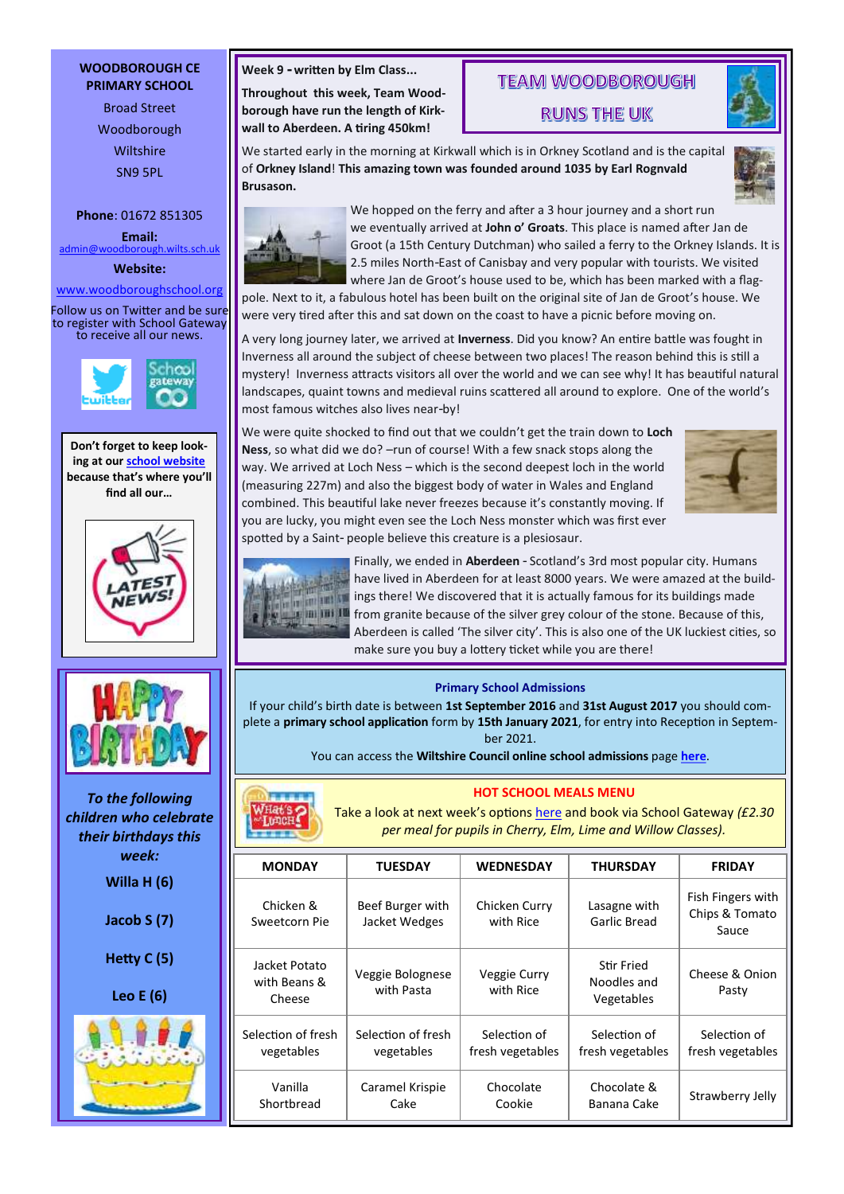**WOODBOROUGH CE PRIMARY SCHOOL**

Broad Street
Woodborough
Wiltshire
SN9 5PL

**Phone**: 01672 851305

**Email:**
admin@woodborough.wilts.sch.uk

**Website:**
www.woodboroughschool.org

Follow us on Twitter and be sure to register with School Gateway to receive all our news.

**Don't forget to keep looking at our school website because that's where you'll find all our…**

LATEST NEWS!

HAPPY BIRTHDAY

***To the following children who celebrate their birthdays this week:***

**Willa H (6)**

**Jacob S (7)**

**Hetty C (5)**

**Leo E (6)**

## TEAM WOODBOROUGH RUNS THE UK

**Week 9 - written by Elm Class...**

**Throughout this week, Team Woodborough have run the length of Kirkwall to Aberdeen. A tiring 450km!**

We started early in the morning at Kirkwall which is in Orkney Scotland and is the capital of **Orkney Island**! **This amazing town was founded around 1035 by Earl Rognvald Brusason.**

We hopped on the ferry and after a 3 hour journey and a short run we eventually arrived at **John o' Groats**. This place is named after Jan de Groot (a 15th Century Dutchman) who sailed a ferry to the Orkney Islands. It is 2.5 miles North-East of Canisbay and very popular with tourists. We visited where Jan de Groot's house used to be, which has been marked with a flag-pole. Next to it, a fabulous hotel has been built on the original site of Jan de Groot's house. We were very tired after this and sat down on the coast to have a picnic before moving on.

A very long journey later, we arrived at **Inverness**. Did you know? An entire battle was fought in Inverness all around the subject of cheese between two places! The reason behind this is still a mystery! Inverness attracts visitors all over the world and we can see why! It has beautiful natural landscapes, quaint towns and medieval ruins scattered all around to explore. One of the world's most famous witches also lives near-by!

We were quite shocked to find out that we couldn't get the train down to **Loch Ness**, so what did we do? –run of course! With a few snack stops along the way. We arrived at Loch Ness – which is the second deepest loch in the world (measuring 227m) and also the biggest body of water in Wales and England combined. This beautiful lake never freezes because it's constantly moving. If you are lucky, you might even see the Loch Ness monster which was first ever spotted by a Saint- people believe this creature is a plesiosaur.

Finally, we ended in **Aberdeen** - Scotland's 3rd most popular city. Humans have lived in Aberdeen for at least 8000 years. We were amazed at the buildings there! We discovered that it is actually famous for its buildings made from granite because of the silver grey colour of the stone. Because of this, Aberdeen is called 'The silver city'. This is also one of the UK luckiest cities, so make sure you buy a lottery ticket while you are there!

### Primary School Admissions

If your child's birth date is between **1st September 2016** and **31st August 2017** you should complete a **primary school application** form by **15th January 2021**, for entry into Reception in September 2021.

You can access the **Wiltshire Council online school admissions** page here.

### HOT SCHOOL MEALS MENU

Take a look at next week's options here and book via School Gateway *(£2.30 per meal for pupils in Cherry, Elm, Lime and Willow Classes).*

| MONDAY | TUESDAY | WEDNESDAY | THURSDAY | FRIDAY |
|---|---|---|---|---|
| Chicken & Sweetcorn Pie | Beef Burger with Jacket Wedges | Chicken Curry with Rice | Lasagne with Garlic Bread | Fish Fingers with Chips & Tomato Sauce |
| Jacket Potato with Beans & Cheese | Veggie Bolognese with Pasta | Veggie Curry with Rice | Stir Fried Noodles and Vegetables | Cheese & Onion Pasty |
| Selection of fresh vegetables | Selection of fresh vegetables | Selection of fresh vegetables | Selection of fresh vegetables | Selection of fresh vegetables |
| Vanilla Shortbread | Caramel Krispie Cake | Chocolate Cookie | Chocolate & Banana Cake | Strawberry Jelly |